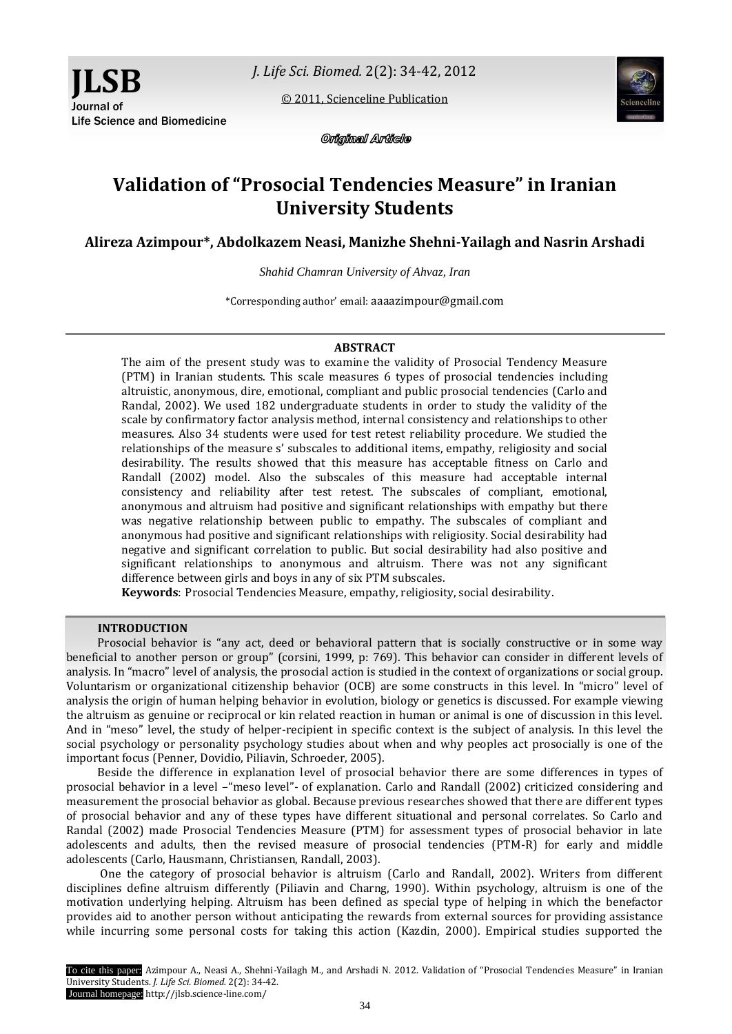Original Article

# Validation of "Prosocial Tendencies Measure" in Iranian University Students

**Alireza Azimpour\*, Abdolkazem Neasi, Manizhe Shehni-Yailagh and Nasrin Arshadi**

*Shahid Chamran University of Ahvaz, Iran*

\*Corresponding author' email: aaaazimpour@gmail.com

## ABSTRACT

The aim of the present study was to examine the validity of Prosocial Tendency Measure (PTM) in Iranian students. This scale measures 6 types of prosocial tendencies including altruistic, anonymous, dire, emotional, compliant and public prosocial tendencies (Carlo and Randal, 2002). We used 182 undergraduate students in order to study the validity of the scale by confirmatory factor analysis method, internal consistency and relationships to other measures. Also 34 students were used for test retest reliability procedure. We studied the relationships of the measure s' subscales to additional items, empathy, religiosity and social desirability. The results showed that this measure has acceptable fitness on Carlo and Randall (2002) model. Also the subscales of this measure had acceptable internal consistency and reliability after test retest. The subscales of compliant, emotional, anonymous and altruism had positive and significant relationships with empathy but there was negative relationship between public to empathy. The subscales of compliant and anonymous had positive and significant relationships with religiosity. Social desirability had negative and significant correlation to public. But social desirability had also positive and significant relationships to anonymous and altruism. There was not any significant difference between girls and boys in any of six PTM subscales.

**Keywords**: Prosocial Tendencies Measure, empathy, religiosity, social desirability.

## INTRODUCTION

Prosocial behavior is "any act, deed or behavioral pattern that is socially constructive or in some way beneficial to another person or group" (corsini, 1999, p: 769). This behavior can consider in different levels of analysis. In "macro" level of analysis, the prosocial action is studied in the context of organizations or social group. Voluntarism or organizational citizenship behavior (OCB) are some constructs in this level. In "micro" level of analysis the origin of human helping behavior in evolution, biology or genetics is discussed. For example viewing the altruism as genuine or reciprocal or kin related reaction in human or animal is one of discussion in this level. And in "meso" level, the study of helper-recipient in specific context is the subject of analysis. In this level the social psychology or personality psychology studies about when and why peoples act prosocially is one of the important focus (Penner, Dovidio, Piliavin, Schroeder, 2005).

Beside the difference in explanation level of prosocial behavior there are some differences in types of prosocial behavior in a level –"meso level"- of explanation. Carlo and Randall (2002) criticized considering and measurement the prosocial behavior as global. Because previous researches showed that there are different types of prosocial behavior and any of these types have different situational and personal correlates. So Carlo and Randal (2002) made Prosocial Tendencies Measure (PTM) for assessment types of prosocial behavior in late adolescents and adults, then the revised measure of prosocial tendencies (PTM-R) for early and middle adolescents (Carlo, Hausmann, Christiansen, Randall, 2003).

One the category of prosocial behavior is altruism (Carlo and Randall, 2002). Writers from different disciplines define altruism differently (Piliavin and Charng, 1990). Within psychology, altruism is one of the motivation underlying helping. Altruism has been defined as special type of helping in which the benefactor provides aid to another person without anticipating the rewards from external sources for providing assistance while incurring some personal costs for taking this action (Kazdin, 2000). Empirical studies supported the

To cite this paper: Azimpour A., Neasi A., Shehni-Yailagh M., and Arshadi N. 2012. Validation of "Prosocial Tendencies Measure" in Iranian University Students. *J. Life Sci. Biomed.* 2(2): 34-42.
Journal homepage: http://jlsb.science-line.com/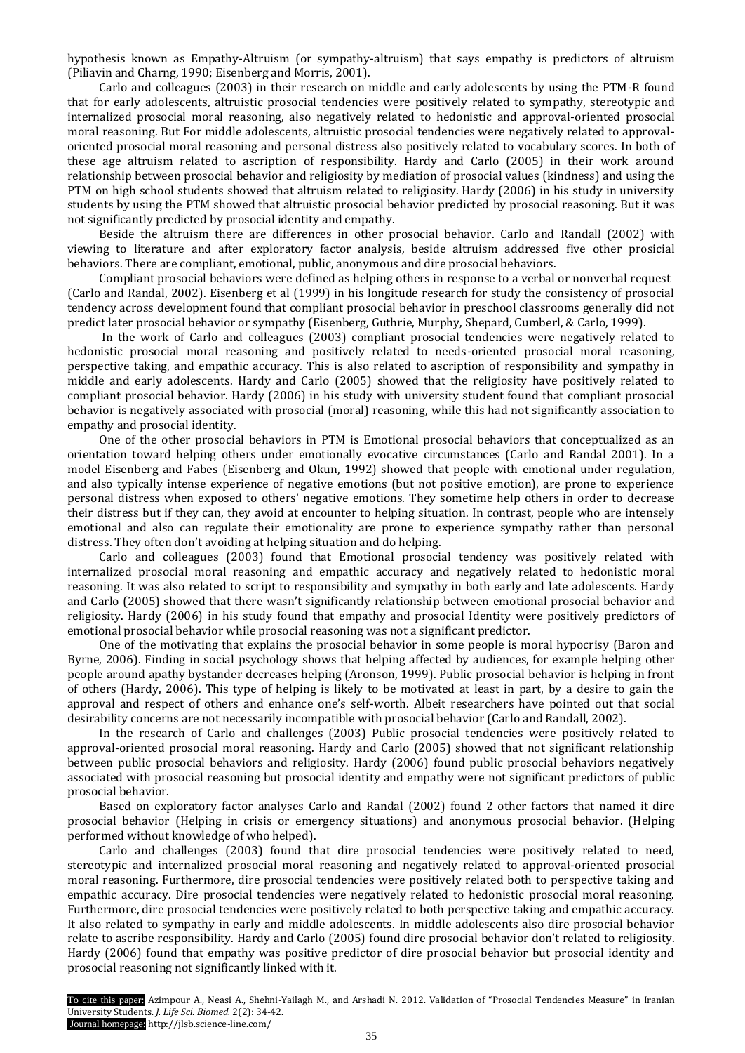hypothesis known as Empathy-Altruism (or sympathy-altruism) that says empathy is predictors of altruism (Piliavin and Charng, 1990; Eisenberg and Morris, 2001).

Carlo and colleagues (2003) in their research on middle and early adolescents by using the PTM-R found that for early adolescents, altruistic prosocial tendencies were positively related to sympathy, stereotypic and internalized prosocial moral reasoning, also negatively related to hedonistic and approval-oriented prosocial moral reasoning. But For middle adolescents, altruistic prosocial tendencies were negatively related to approval-oriented prosocial moral reasoning and personal distress also positively related to vocabulary scores. In both of these age altruism related to ascription of responsibility. Hardy and Carlo (2005) in their work around relationship between prosocial behavior and religiosity by mediation of prosocial values (kindness) and using the PTM on high school students showed that altruism related to religiosity. Hardy (2006) in his study in university students by using the PTM showed that altruistic prosocial behavior predicted by prosocial reasoning. But it was not significantly predicted by prosocial identity and empathy.

Beside the altruism there are differences in other prosocial behavior. Carlo and Randall (2002) with viewing to literature and after exploratory factor analysis, beside altruism addressed five other prosicial behaviors. There are compliant, emotional, public, anonymous and dire prosocial behaviors.

Compliant prosocial behaviors were defined as helping others in response to a verbal or nonverbal request (Carlo and Randal, 2002). Eisenberg et al (1999) in his longitude research for study the consistency of prosocial tendency across development found that compliant prosocial behavior in preschool classrooms generally did not predict later prosocial behavior or sympathy (Eisenberg, Guthrie, Murphy, Shepard, Cumberl, & Carlo, 1999).

In the work of Carlo and colleagues (2003) compliant prosocial tendencies were negatively related to hedonistic prosocial moral reasoning and positively related to needs-oriented prosocial moral reasoning, perspective taking, and empathic accuracy. This is also related to ascription of responsibility and sympathy in middle and early adolescents. Hardy and Carlo (2005) showed that the religiosity have positively related to compliant prosocial behavior. Hardy (2006) in his study with university student found that compliant prosocial behavior is negatively associated with prosocial (moral) reasoning, while this had not significantly association to empathy and prosocial identity.

One of the other prosocial behaviors in PTM is Emotional prosocial behaviors that conceptualized as an orientation toward helping others under emotionally evocative circumstances (Carlo and Randal 2001). In a model Eisenberg and Fabes (Eisenberg and Okun, 1992) showed that people with emotional under regulation, and also typically intense experience of negative emotions (but not positive emotion), are prone to experience personal distress when exposed to others' negative emotions. They sometime help others in order to decrease their distress but if they can, they avoid at encounter to helping situation. In contrast, people who are intensely emotional and also can regulate their emotionality are prone to experience sympathy rather than personal distress. They often don't avoiding at helping situation and do helping.

Carlo and colleagues (2003) found that Emotional prosocial tendency was positively related with internalized prosocial moral reasoning and empathic accuracy and negatively related to hedonistic moral reasoning. It was also related to script to responsibility and sympathy in both early and late adolescents. Hardy and Carlo (2005) showed that there wasn't significantly relationship between emotional prosocial behavior and religiosity. Hardy (2006) in his study found that empathy and prosocial Identity were positively predictors of emotional prosocial behavior while prosocial reasoning was not a significant predictor.

One of the motivating that explains the prosocial behavior in some people is moral hypocrisy (Baron and Byrne, 2006). Finding in social psychology shows that helping affected by audiences, for example helping other people around apathy bystander decreases helping (Aronson, 1999). Public prosocial behavior is helping in front of others (Hardy, 2006). This type of helping is likely to be motivated at least in part, by a desire to gain the approval and respect of others and enhance one's self-worth. Albeit researchers have pointed out that social desirability concerns are not necessarily incompatible with prosocial behavior (Carlo and Randall, 2002).

In the research of Carlo and challenges (2003) Public prosocial tendencies were positively related to approval-oriented prosocial moral reasoning. Hardy and Carlo (2005) showed that not significant relationship between public prosocial behaviors and religiosity. Hardy (2006) found public prosocial behaviors negatively associated with prosocial reasoning but prosocial identity and empathy were not significant predictors of public prosocial behavior.

Based on exploratory factor analyses Carlo and Randal (2002) found 2 other factors that named it dire prosocial behavior (Helping in crisis or emergency situations) and anonymous prosocial behavior. (Helping performed without knowledge of who helped).

Carlo and challenges (2003) found that dire prosocial tendencies were positively related to need, stereotypic and internalized prosocial moral reasoning and negatively related to approval-oriented prosocial moral reasoning. Furthermore, dire prosocial tendencies were positively related both to perspective taking and empathic accuracy. Dire prosocial tendencies were negatively related to hedonistic prosocial moral reasoning. Furthermore, dire prosocial tendencies were positively related to both perspective taking and empathic accuracy. It also related to sympathy in early and middle adolescents. In middle adolescents also dire prosocial behavior relate to ascribe responsibility. Hardy and Carlo (2005) found dire prosocial behavior don't related to religiosity. Hardy (2006) found that empathy was positive predictor of dire prosocial behavior but prosocial identity and prosocial reasoning not significantly linked with it.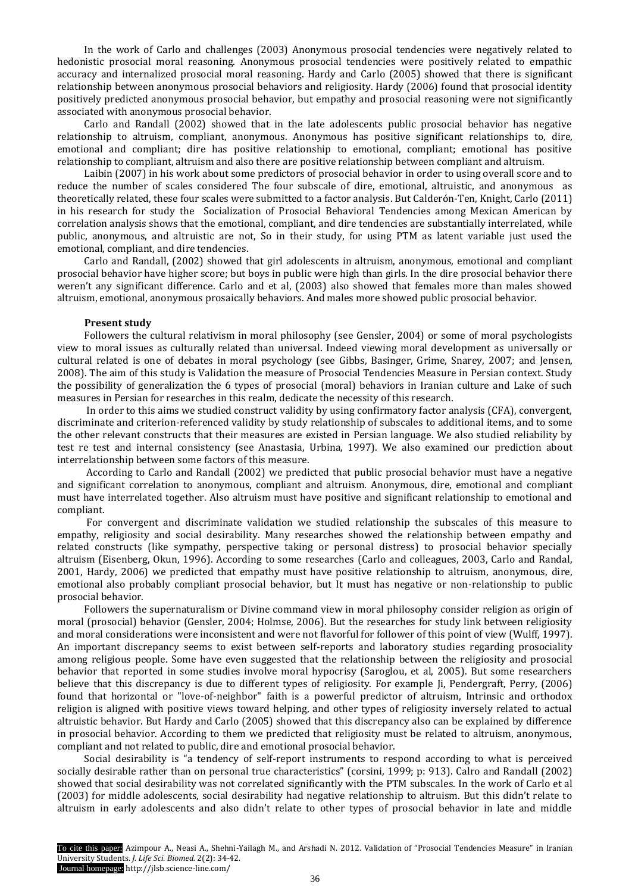In the work of Carlo and challenges (2003) Anonymous prosocial tendencies were negatively related to hedonistic prosocial moral reasoning. Anonymous prosocial tendencies were positively related to empathic accuracy and internalized prosocial moral reasoning. Hardy and Carlo (2005) showed that there is significant relationship between anonymous prosocial behaviors and religiosity. Hardy (2006) found that prosocial identity positively predicted anonymous prosocial behavior, but empathy and prosocial reasoning were not significantly associated with anonymous prosocial behavior.

Carlo and Randall (2002) showed that in the late adolescents public prosocial behavior has negative relationship to altruism, compliant, anonymous. Anonymous has positive significant relationships to, dire, emotional and compliant; dire has positive relationship to emotional, compliant; emotional has positive relationship to compliant, altruism and also there are positive relationship between compliant and altruism.

Laibin (2007) in his work about some predictors of prosocial behavior in order to using overall score and to reduce the number of scales considered The four subscale of dire, emotional, altruistic, and anonymous as theoretically related, these four scales were submitted to a factor analysis. But Calderón-Ten, Knight, Carlo (2011) in his research for study the Socialization of Prosocial Behavioral Tendencies among Mexican American by correlation analysis shows that the emotional, compliant, and dire tendencies are substantially interrelated, while public, anonymous, and altruistic are not, So in their study, for using PTM as latent variable just used the emotional, compliant, and dire tendencies.

Carlo and Randall, (2002) showed that girl adolescents in altruism, anonymous, emotional and compliant prosocial behavior have higher score; but boys in public were high than girls. In the dire prosocial behavior there weren't any significant difference. Carlo and et al, (2003) also showed that females more than males showed altruism, emotional, anonymous prosaically behaviors. And males more showed public prosocial behavior.

**Present study**

Followers the cultural relativism in moral philosophy (see Gensler, 2004) or some of moral psychologists view to moral issues as culturally related than universal. Indeed viewing moral development as universally or cultural related is one of debates in moral psychology (see Gibbs, Basinger, Grime, Snarey, 2007; and Jensen, 2008). The aim of this study is Validation the measure of Prosocial Tendencies Measure in Persian context. Study the possibility of generalization the 6 types of prosocial (moral) behaviors in Iranian culture and Lake of such measures in Persian for researches in this realm, dedicate the necessity of this research.

In order to this aims we studied construct validity by using confirmatory factor analysis (CFA), convergent, discriminate and criterion-referenced validity by study relationship of subscales to additional items, and to some the other relevant constructs that their measures are existed in Persian language. We also studied reliability by test re test and internal consistency (see Anastasia, Urbina, 1997). We also examined our prediction about interrelationship between some factors of this measure.

According to Carlo and Randall (2002) we predicted that public prosocial behavior must have a negative and significant correlation to anonymous, compliant and altruism. Anonymous, dire, emotional and compliant must have interrelated together. Also altruism must have positive and significant relationship to emotional and compliant.

For convergent and discriminate validation we studied relationship the subscales of this measure to empathy, religiosity and social desirability. Many researches showed the relationship between empathy and related constructs (like sympathy, perspective taking or personal distress) to prosocial behavior specially altruism (Eisenberg, Okun, 1996). According to some researches (Carlo and colleagues, 2003, Carlo and Randal, 2001, Hardy, 2006) we predicted that empathy must have positive relationship to altruism, anonymous, dire, emotional also probably compliant prosocial behavior, but It must has negative or non-relationship to public prosocial behavior.

Followers the supernaturalism or Divine command view in moral philosophy consider religion as origin of moral (prosocial) behavior (Gensler, 2004; Holmse, 2006). But the researches for study link between religiosity and moral considerations were inconsistent and were not flavorful for follower of this point of view (Wulff, 1997). An important discrepancy seems to exist between self-reports and laboratory studies regarding prosociality among religious people. Some have even suggested that the relationship between the religiosity and prosocial behavior that reported in some studies involve moral hypocrisy (Saroglou, et al, 2005). But some researchers believe that this discrepancy is due to different types of religiosity. For example Ji, Pendergraft, Perry, (2006) found that horizontal or "love-of-neighbor" faith is a powerful predictor of altruism, Intrinsic and orthodox religion is aligned with positive views toward helping, and other types of religiosity inversely related to actual altruistic behavior. But Hardy and Carlo (2005) showed that this discrepancy also can be explained by difference in prosocial behavior. According to them we predicted that religiosity must be related to altruism, anonymous, compliant and not related to public, dire and emotional prosocial behavior.

Social desirability is "a tendency of self-report instruments to respond according to what is perceived socially desirable rather than on personal true characteristics" (corsini, 1999; p: 913). Calro and Randall (2002) showed that social desirability was not correlated significantly with the PTM subscales. In the work of Carlo et al (2003) for middle adolescents, social desirability had negative relationship to altruism. But this didn't relate to altruism in early adolescents and also didn't relate to other types of prosocial behavior in late and middle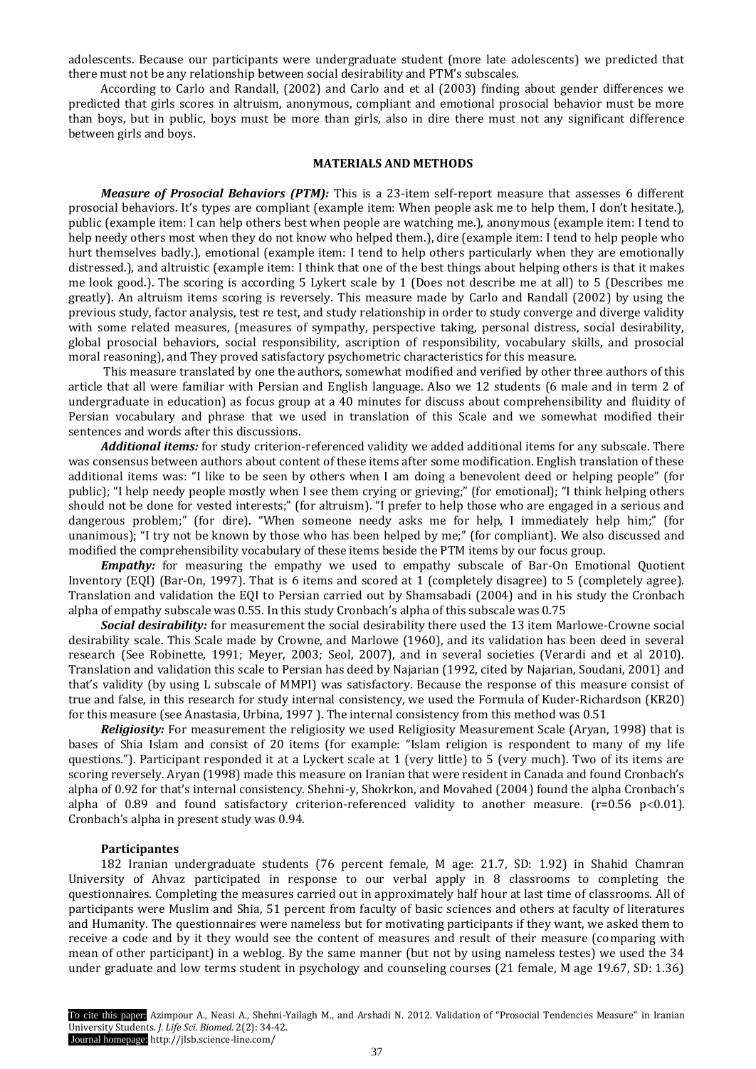adolescents. Because our participants were undergraduate student (more late adolescents) we predicted that there must not be any relationship between social desirability and PTM's subscales.

According to Carlo and Randall, (2002) and Carlo and et al (2003) finding about gender differences we predicted that girls scores in altruism, anonymous, compliant and emotional prosocial behavior must be more than boys, but in public, boys must be more than girls, also in dire there must not any significant difference between girls and boys.

## MATERIALS AND METHODS

***Measure of Prosocial Behaviors (PTM):*** This is a 23-item self-report measure that assesses 6 different prosocial behaviors. It's types are compliant (example item: When people ask me to help them, I don't hesitate.), public (example item: I can help others best when people are watching me.), anonymous (example item: I tend to help needy others most when they do not know who helped them.), dire (example item: I tend to help people who hurt themselves badly.), emotional (example item: I tend to help others particularly when they are emotionally distressed.), and altruistic (example item: I think that one of the best things about helping others is that it makes me look good.). The scoring is according 5 Lykert scale by 1 (Does not describe me at all) to 5 (Describes me greatly). An altruism items scoring is reversely. This measure made by Carlo and Randall (2002) by using the previous study, factor analysis, test re test, and study relationship in order to study converge and diverge validity with some related measures, (measures of sympathy, perspective taking, personal distress, social desirability, global prosocial behaviors, social responsibility, ascription of responsibility, vocabulary skills, and prosocial moral reasoning), and They proved satisfactory psychometric characteristics for this measure.

This measure translated by one the authors, somewhat modified and verified by other three authors of this article that all were familiar with Persian and English language. Also we 12 students (6 male and in term 2 of undergraduate in education) as focus group at a 40 minutes for discuss about comprehensibility and fluidity of Persian vocabulary and phrase that we used in translation of this Scale and we somewhat modified their sentences and words after this discussions.

***Additional items:*** for study criterion-referenced validity we added additional items for any subscale. There was consensus between authors about content of these items after some modification. English translation of these additional items was: "I like to be seen by others when I am doing a benevolent deed or helping people" (for public); "I help needy people mostly when I see them crying or grieving;" (for emotional); "I think helping others should not be done for vested interests;" (for altruism). "I prefer to help those who are engaged in a serious and dangerous problem;" (for dire). "When someone needy asks me for help, I immediately help him;" (for unanimous); "I try not be known by those who has been helped by me;" (for compliant). We also discussed and modified the comprehensibility vocabulary of these items beside the PTM items by our focus group.

***Empathy:*** for measuring the empathy we used to empathy subscale of Bar-On Emotional Quotient Inventory (EQI) (Bar-On, 1997). That is 6 items and scored at 1 (completely disagree) to 5 (completely agree). Translation and validation the EQI to Persian carried out by Shamsabadi (2004) and in his study the Cronbach alpha of empathy subscale was 0.55. In this study Cronbach's alpha of this subscale was 0.75

***Social desirability:*** for measurement the social desirability there used the 13 item Marlowe-Crowne social desirability scale. This Scale made by Crowne, and Marlowe (1960), and its validation has been deed in several research (See Robinette, 1991; Meyer, 2003; Seol, 2007), and in several societies (Verardi and et al 2010). Translation and validation this scale to Persian has deed by Najarian (1992, cited by Najarian, Soudani, 2001) and that's validity (by using L subscale of MMPI) was satisfactory. Because the response of this measure consist of true and false, in this research for study internal consistency, we used the Formula of Kuder-Richardson (KR20) for this measure (see Anastasia, Urbina, 1997 ). The internal consistency from this method was 0.51

***Religiosity:*** For measurement the religiosity we used Religiosity Measurement Scale (Aryan, 1998) that is bases of Shia Islam and consist of 20 items (for example: "Islam religion is respondent to many of my life questions."). Participant responded it at a Lyckert scale at 1 (very little) to 5 (very much). Two of its items are scoring reversely. Aryan (1998) made this measure on Iranian that were resident in Canada and found Cronbach's alpha of 0.92 for that's internal consistency. Shehni-y, Shokrkon, and Movahed (2004) found the alpha Cronbach's alpha of 0.89 and found satisfactory criterion-referenced validity to another measure. ($r=0.56$ $p<0.01$). Cronbach's alpha in present study was 0.94.

### Participantes

182 Iranian undergraduate students (76 percent female, M age: 21.7, SD: 1.92) in Shahid Chamran University of Ahvaz participated in response to our verbal apply in 8 classrooms to completing the questionnaires. Completing the measures carried out in approximately half hour at last time of classrooms. All of participants were Muslim and Shia, 51 percent from faculty of basic sciences and others at faculty of literatures and Humanity. The questionnaires were nameless but for motivating participants if they want, we asked them to receive a code and by it they would see the content of measures and result of their measure (comparing with mean of other participant) in a weblog. By the same manner (but not by using nameless testes) we used the 34 under graduate and low terms student in psychology and counseling courses (21 female, M age 19.67, SD: 1.36)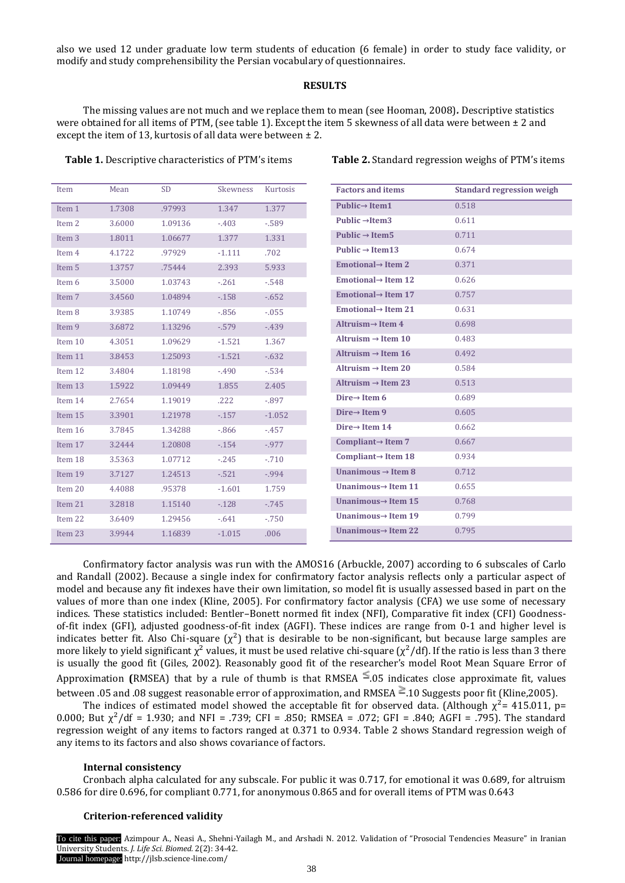also we used 12 under graduate low term students of education (6 female) in order to study face validity, or modify and study comprehensibility the Persian vocabulary of questionnaires.

## RESULTS

The missing values are not much and we replace them to mean (see Hooman, 2008). Descriptive statistics were obtained for all items of PTM, (see table 1). Except the item 5 skewness of all data were between ± 2 and except the item of 13, kurtosis of all data were between ± 2.

**Table 1.** Descriptive characteristics of PTM's items

| Item | Mean | SD | Skewness | Kurtosis |
|---|---|---|---|---|
| Item 1 | 1.7308 | .97993 | 1.347 | 1.377 |
| Item 2 | 3.6000 | 1.09136 | -.403 | -.589 |
| Item 3 | 1.8011 | 1.06677 | 1.377 | 1.331 |
| Item 4 | 4.1722 | .97929 | -1.111 | .702 |
| Item 5 | 1.3757 | .75444 | 2.393 | 5.933 |
| Item 6 | 3.5000 | 1.03743 | -.261 | -.548 |
| Item 7 | 3.4560 | 1.04894 | -.158 | -.652 |
| Item 8 | 3.9385 | 1.10749 | -.856 | -.055 |
| Item 9 | 3.6872 | 1.13296 | -.579 | -.439 |
| Item 10 | 4.3051 | 1.09629 | -1.521 | 1.367 |
| Item 11 | 3.8453 | 1.25093 | -1.521 | -.632 |
| Item 12 | 3.4804 | 1.18198 | -.490 | -.534 |
| Item 13 | 1.5922 | 1.09449 | 1.855 | 2.405 |
| Item 14 | 2.7654 | 1.19019 | .222 | -.897 |
| Item 15 | 3.3901 | 1.21978 | -.157 | -1.052 |
| Item 16 | 3.7845 | 1.34288 | -.866 | -.457 |
| Item 17 | 3.2444 | 1.20808 | -.154 | -.977 |
| Item 18 | 3.5363 | 1.07712 | -.245 | -.710 |
| Item 19 | 3.7127 | 1.24513 | -.521 | -.994 |
| Item 20 | 4.4088 | .95378 | -1.601 | 1.759 |
| Item 21 | 3.2818 | 1.15140 | -.128 | -.745 |
| Item 22 | 3.6409 | 1.29456 | -.641 | -.750 |
| Item 23 | 3.9944 | 1.16839 | -1.015 | .006 |

**Table 2.** Standard regression weighs of PTM's items

| Factors and items | Standard regression weigh |
|---|---|
| Public→ Item1 | 0.518 |
| Public →Item3 | 0.611 |
| Public → Item5 | 0.711 |
| Public → Item13 | 0.674 |
| Emotional→ Item 2 | 0.371 |
| Emotional→ Item 12 | 0.626 |
| Emotional→ Item 17 | 0.757 |
| Emotional→ Item 21 | 0.631 |
| Altruism→ Item 4 | 0.698 |
| Altruism → Item 10 | 0.483 |
| Altruism → Item 16 | 0.492 |
| Altruism → Item 20 | 0.584 |
| Altruism → Item 23 | 0.513 |
| Dire→ Item 6 | 0.689 |
| Dire→ Item 9 | 0.605 |
| Dire→ Item 14 | 0.662 |
| Compliant→ Item 7 | 0.667 |
| Compliant→ Item 18 | 0.934 |
| Unanimous → Item 8 | 0.712 |
| Unanimous→ Item 11 | 0.655 |
| Unanimous→ Item 15 | 0.768 |
| Unanimous→ Item 19 | 0.799 |
| Unanimous→ Item 22 | 0.795 |

Confirmatory factor analysis was run with the AMOS16 (Arbuckle, 2007) according to 6 subscales of Carlo and Randall (2002). Because a single index for confirmatory factor analysis reflects only a particular aspect of model and because any fit indexes have their own limitation, so model fit is usually assessed based in part on the values of more than one index (Kline, 2005). For confirmatory factor analysis (CFA) we use some of necessary indices. These statistics included: Bentler–Bonett normed fit index (NFI), Comparative fit index (CFI) Goodness-of-fit index (GFI), adjusted goodness-of-fit index (AGFI). These indices are range from 0-1 and higher level is indicates better fit. Also Chi-square ($\chi^2$) that is desirable to be non-significant, but because large samples are more likely to yield significant $\chi^2$ values, it must be used relative chi-square ($\chi^2$/df). If the ratio is less than 3 there is usually the good fit (Giles, 2002). Reasonably good fit of the researcher's model Root Mean Square Error of Approximation **(**RMSEA) that by a rule of thumb is that RMSEA $\leq$.05 indicates close approximate fit, values between .05 and .08 suggest reasonable error of approximation, and RMSEA $\geq$.10 Suggests poor fit (Kline,2005).

The indices of estimated model showed the acceptable fit for observed data. (Although $\chi^2$= 415.011, p= 0.000; But $\chi^2$/df = 1.930; and NFI = .739; CFI = .850; RMSEA = .072; GFI = .840; AGFI = .795). The standard regression weight of any items to factors ranged at 0.371 to 0.934. Table 2 shows Standard regression weigh of any items to its factors and also shows covariance of factors.

### Internal consistency

Cronbach alpha calculated for any subscale. For public it was 0.717, for emotional it was 0.689, for altruism 0.586 for dire 0.696, for compliant 0.771, for anonymous 0.865 and for overall items of PTM was 0.643

### Criterion-referenced validity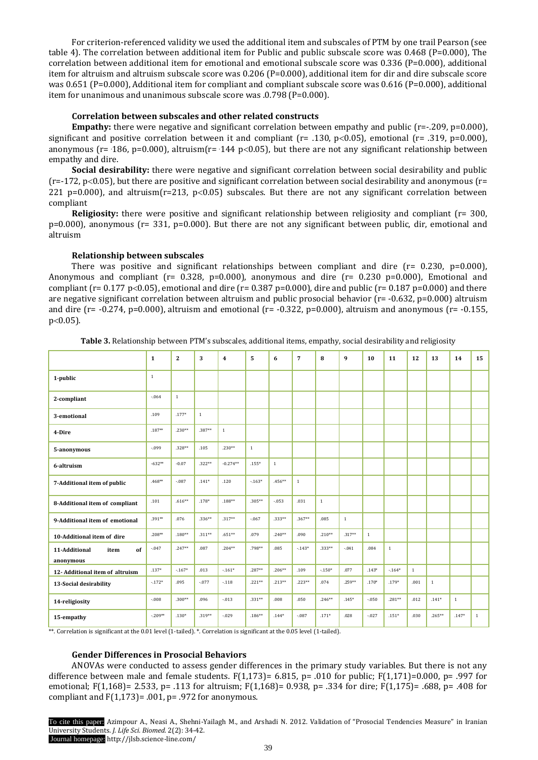For criterion-referenced validity we used the additional item and subscales of PTM by one trail Pearson (see table 4). The correlation between additional item for Public and public subscale score was 0.468 (P=0.000), The correlation between additional item for emotional and emotional subscale score was 0.336 (P=0.000), additional item for altruism and altruism subscale score was 0.206 (P=0.000), additional item for dir and dire subscale score was 0.651 (P=0.000), Additional item for compliant and compliant subscale score was 0.616 (P=0.000), additional item for unanimous and unanimous subscale score was .0.798 (P=0.000).

### Correlation between subscales and other related constructs

**Empathy:** there were negative and significant correlation between empathy and public (r=-.209, p=0.000), significant and positive correlation between it and compliant (r= .130, p<0.05), emotional (r= .319, p=0.000), anonymous (r= .186, p=0.000), altruism(r= .144 p<0.05), but there are not any significant relationship between empathy and dire.

**Social desirability:** there were negative and significant correlation between social desirability and public (r=-172, p<0.05), but there are positive and significant correlation between social desirability and anonymous (r= 221 p=0.000), and altruism(r=213, p<0.05) subscales. But there are not any significant correlation between compliant

**Religiosity:** there were positive and significant relationship between religiosity and compliant (r= 300, p=0.000), anonymous (r= 331, p=0.000). But there are not any significant between public, dir, emotional and altruism

### Relationship between subscales

There was positive and significant relationships between compliant and dire (r= 0.230, p=0.000), Anonymous and compliant (r= 0.328, p=0.000), anonymous and dire (r= 0.230 p=0.000), Emotional and compliant (r= 0.177 p<0.05), emotional and dire (r= 0.387 p=0.000), dire and public (r= 0.187 p=0.000) and there are negative significant correlation between altruism and public prosocial behavior (r= -0.632, p=0.000) altruism and dire (r= -0.274, p=0.000), altruism and emotional (r= -0.322, p=0.000), altruism and anonymous (r= -0.155, p<0.05).

**Table 3.** Relationship between PTM's subscales, additional items, empathy, social desirability and religiosity

| | 1 | 2 | 3 | 4 | 5 | 6 | 7 | 8 | 9 | 10 | 11 | 12 | 13 | 14 | 15 |
|---|---|---|---|---|---|---|---|---|---|---|---|---|---|---|---|
| 1-public | 1 | | | | | | | | | | | | | | |
| 2-compliant | -.064 | 1 | | | | | | | | | | | | | |
| 3-emotional | .109 | .177* | 1 | | | | | | | | | | | | |
| 4-Dire | .187** | .230** | .387** | 1 | | | | | | | | | | | |
| 5-anonymous | -.099 | .328** | .105 | .230** | 1 | | | | | | | | | | |
| 6-altruism | -632** | -0.07 | .322** | -0.274** | .155* | 1 | | | | | | | | | |
| 7-Additional item of public | .468** | -.087 | .141* | .120 | -.163* | .456** | 1 | | | | | | | | |
| 8-Additional item of compliant | .101 | .616** | .178* | .188** | .305** | -.053 | .031 | 1 | | | | | | | |
| 9-Additional item of emotional | .391** | .076 | .336** | .317** | -.067 | .333** | .367** | .085 | 1 | | | | | | |
| 10-Additional item of dire | .208** | .180** | .311** | .651** | .079 | .240** | .090 | .210** | .317** | 1 | | | | | |
| 11-Additional item of anonymous | -.047 | .247** | .087 | .204** | .798** | .085 | -.143* | .333** | -.041 | .084 | 1 | | | | |
| 12- Additional item of altruism | .137* | -.167* | .013 | -.161* | .287** | .206** | .109 | -.150* | .077 | .143* | -.164* | 1 | | | |
| 13-Social desirability | -.172* | .095 | -.077 | -.118 | .221** | .213** | .223** | .074 | .259** | .170* | .179* | .001 | 1 | | |
| 14-religiosity | -.008 | .300** | .096 | -.013 | .331** | .008 | .050 | .246** | .145* | -.050 | .281** | .012 | .141* | 1 | |
| 15-empathy | -.209** | .130* | .319** | -.029 | .186** | .144* | -.087 | .171* | .028 | -.027 | .151* | .030 | .265** | .147* | 1 |

**. Correlation is significant at the 0.01 level (1-tailed). *. Correlation is significant at the 0.05 level (1-tailed).

### Gender Differences in Prosocial Behaviors

ANOVAs were conducted to assess gender differences in the primary study variables. But there is not any difference between male and female students. $F(1,173)= 6.815$, $p= .010$ for public; $F(1,171)=0.000$, $p= .997$ for emotional; $F(1,168)= 2.533$, $p= .113$ for altruism; $F(1,168)= 0.938$, $p= .334$ for dire; $F(1,175)= .688$, $p= .408$ for compliant and $F(1,173)= .001$, $p= .972$ for anonymous.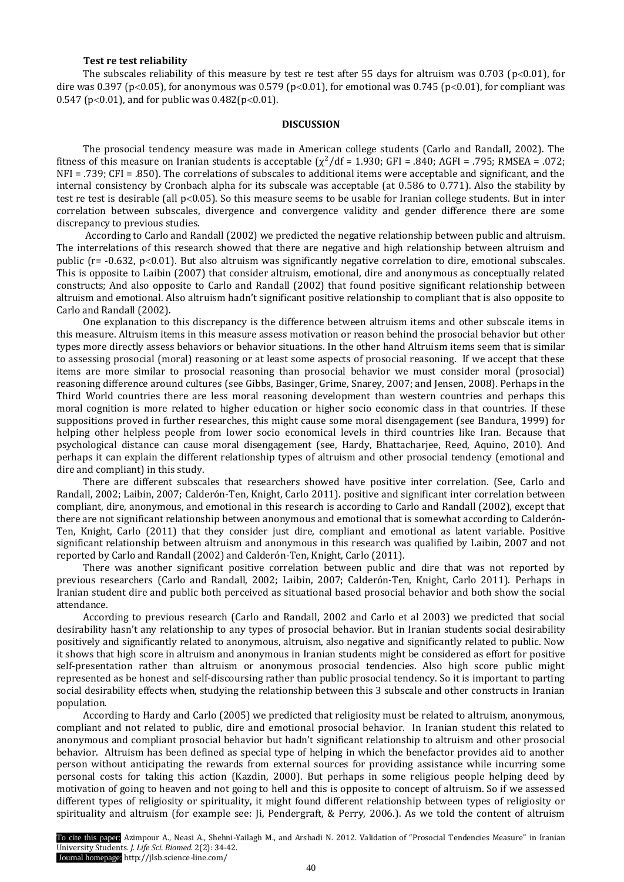**Test re test reliability**

The subscales reliability of this measure by test re test after 55 days for altruism was 0.703 ($p<0.01$), for dire was 0.397 ($p<0.05$), for anonymous was 0.579 ($p<0.01$), for emotional was 0.745 ($p<0.01$), for compliant was 0.547 ($p<0.01$), and for public was 0.482($p<0.01$).

## DISCUSSION

The prosocial tendency measure was made in American college students (Carlo and Randall, 2002). The fitness of this measure on Iranian students is acceptable ($\chi^2$/df = 1.930; GFI = .840; AGFI = .795; RMSEA = .072; NFI = .739; CFI = .850). The correlations of subscales to additional items were acceptable and significant, and the internal consistency by Cronbach alpha for its subscale was acceptable (at 0.586 to 0.771). Also the stability by test re test is desirable (all $p<0.05$). So this measure seems to be usable for Iranian college students. But in inter correlation between subscales, divergence and convergence validity and gender difference there are some discrepancy to previous studies.

According to Carlo and Randall (2002) we predicted the negative relationship between public and altruism. The interrelations of this research showed that there are negative and high relationship between altruism and public ($r= -0.632$, $p<0.01$). But also altruism was significantly negative correlation to dire, emotional subscales. This is opposite to Laibin (2007) that consider altruism, emotional, dire and anonymous as conceptually related constructs; And also opposite to Carlo and Randall (2002) that found positive significant relationship between altruism and emotional. Also altruism hadn't significant positive relationship to compliant that is also opposite to Carlo and Randall (2002).

One explanation to this discrepancy is the difference between altruism items and other subscale items in this measure. Altruism items in this measure assess motivation or reason behind the prosocial behavior but other types more directly assess behaviors or behavior situations. In the other hand Altruism items seem that is similar to assessing prosocial (moral) reasoning or at least some aspects of prosocial reasoning. If we accept that these items are more similar to prosocial reasoning than prosocial behavior we must consider moral (prosocial) reasoning difference around cultures (see Gibbs, Basinger, Grime, Snarey, 2007; and Jensen, 2008). Perhaps in the Third World countries there are less moral reasoning development than western countries and perhaps this moral cognition is more related to higher education or higher socio economic class in that countries. If these suppositions proved in further researches, this might cause some moral disengagement (see Bandura, 1999) for helping other helpless people from lower socio economical levels in third countries like Iran. Because that psychological distance can cause moral disengagement (see, Hardy, Bhattacharjee, Reed, Aquino, 2010). And perhaps it can explain the different relationship types of altruism and other prosocial tendency (emotional and dire and compliant) in this study.

There are different subscales that researchers showed have positive inter correlation. (See, Carlo and Randall, 2002; Laibin, 2007; Calderón-Ten, Knight, Carlo 2011). positive and significant inter correlation between compliant, dire, anonymous, and emotional in this research is according to Carlo and Randall (2002), except that there are not significant relationship between anonymous and emotional that is somewhat according to Calderón-Ten, Knight, Carlo (2011) that they consider just dire, compliant and emotional as latent variable. Positive significant relationship between altruism and anonymous in this research was qualified by Laibin, 2007 and not reported by Carlo and Randall (2002) and Calderón-Ten, Knight, Carlo (2011).

There was another significant positive correlation between public and dire that was not reported by previous researchers (Carlo and Randall, 2002; Laibin, 2007; Calderón-Ten, Knight, Carlo 2011). Perhaps in Iranian student dire and public both perceived as situational based prosocial behavior and both show the social attendance.

According to previous research (Carlo and Randall, 2002 and Carlo et al 2003) we predicted that social desirability hasn't any relationship to any types of prosocial behavior. But in Iranian students social desirability positively and significantly related to anonymous, altruism, also negative and significantly related to public. Now it shows that high score in altruism and anonymous in Iranian students might be considered as effort for positive self-presentation rather than altruism or anonymous prosocial tendencies. Also high score public might represented as be honest and self-discoursing rather than public prosocial tendency. So it is important to parting social desirability effects when, studying the relationship between this 3 subscale and other constructs in Iranian population.

According to Hardy and Carlo (2005) we predicted that religiosity must be related to altruism, anonymous, compliant and not related to public, dire and emotional prosocial behavior. In Iranian student this related to anonymous and compliant prosocial behavior but hadn't significant relationship to altruism and other prosocial behavior. Altruism has been defined as special type of helping in which the benefactor provides aid to another person without anticipating the rewards from external sources for providing assistance while incurring some personal costs for taking this action (Kazdin, 2000). But perhaps in some religious people helping deed by motivation of going to heaven and not going to hell and this is opposite to concept of altruism. So if we assessed different types of religiosity or spirituality, it might found different relationship between types of religiosity or spirituality and altruism (for example see: Ji, Pendergraft, & Perry, 2006.). As we told the content of altruism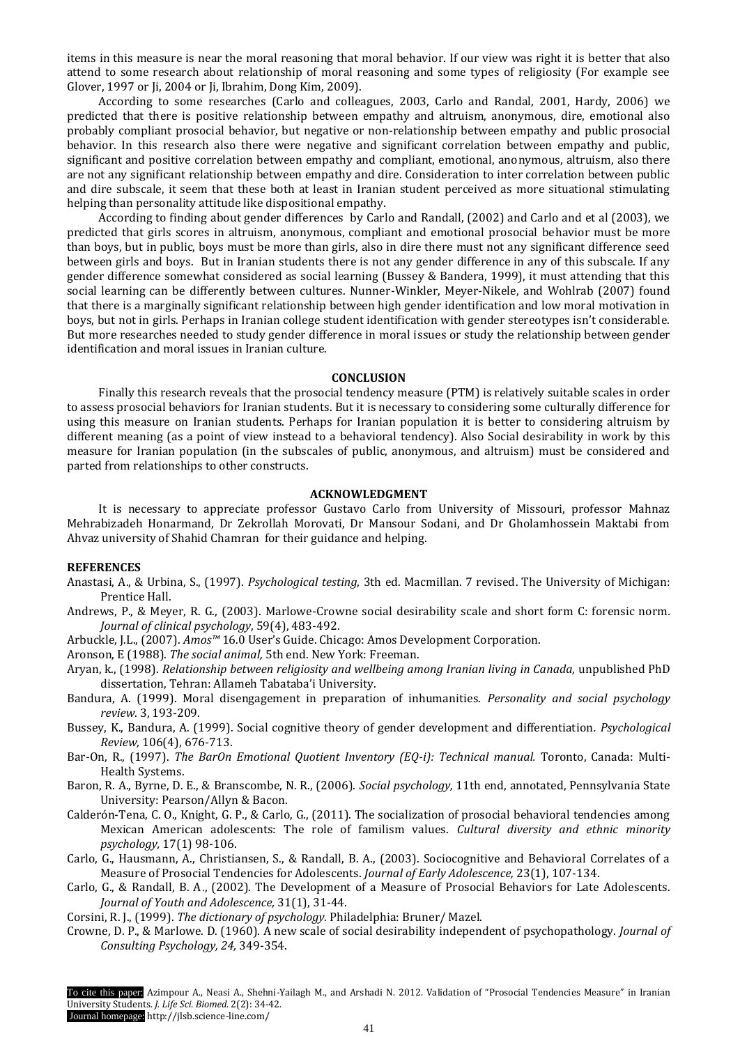items in this measure is near the moral reasoning that moral behavior. If our view was right it is better that also attend to some research about relationship of moral reasoning and some types of religiosity (For example see Glover, 1997 or Ji, 2004 or Ji, Ibrahim, Dong Kim, 2009).

According to some researches (Carlo and colleagues, 2003, Carlo and Randal, 2001, Hardy, 2006) we predicted that there is positive relationship between empathy and altruism, anonymous, dire, emotional also probably compliant prosocial behavior, but negative or non-relationship between empathy and public prosocial behavior. In this research also there were negative and significant correlation between empathy and public, significant and positive correlation between empathy and compliant, emotional, anonymous, altruism, also there are not any significant relationship between empathy and dire. Consideration to inter correlation between public and dire subscale, it seem that these both at least in Iranian student perceived as more situational stimulating helping than personality attitude like dispositional empathy.

According to finding about gender differences by Carlo and Randall, (2002) and Carlo and et al (2003), we predicted that girls scores in altruism, anonymous, compliant and emotional prosocial behavior must be more than boys, but in public, boys must be more than girls, also in dire there must not any significant difference seed between girls and boys. But in Iranian students there is not any gender difference in any of this subscale. If any gender difference somewhat considered as social learning (Bussey & Bandera, 1999), it must attending that this social learning can be differently between cultures. Nunner-Winkler, Meyer-Nikele, and Wohlrab (2007) found that there is a marginally significant relationship between high gender identification and low moral motivation in boys, but not in girls. Perhaps in Iranian college student identification with gender stereotypes isn't considerable. But more researches needed to study gender difference in moral issues or study the relationship between gender identification and moral issues in Iranian culture.

## CONCLUSION

Finally this research reveals that the prosocial tendency measure (PTM) is relatively suitable scales in order to assess prosocial behaviors for Iranian students. But it is necessary to considering some culturally difference for using this measure on Iranian students. Perhaps for Iranian population it is better to considering altruism by different meaning (as a point of view instead to a behavioral tendency). Also Social desirability in work by this measure for Iranian population (in the subscales of public, anonymous, and altruism) must be considered and parted from relationships to other constructs.

## ACKNOWLEDGMENT

It is necessary to appreciate professor Gustavo Carlo from University of Missouri, professor Mahnaz Mehrabizadeh Honarmand, Dr Zekrollah Morovati, Dr Mansour Sodani, and Dr Gholamhossein Maktabi from Ahvaz university of Shahid Chamran for their guidance and helping.

## REFERENCES

Anastasi, A., & Urbina, S., (1997). *Psychological testing*, 3th ed. Macmillan. 7 revised. The University of Michigan: Prentice Hall.

Andrews, P., & Meyer, R. G., (2003). Marlowe-Crowne social desirability scale and short form C: forensic norm. *Journal of clinical psychology*, 59(4), 483-492.

Arbuckle, J.L., (2007). *Amos™* 16.0 User's Guide. Chicago: Amos Development Corporation.

Aronson, E (1988). *The social animal,* 5th end. New York: Freeman.

Aryan, k., (1998). *Relationship between religiosity and wellbeing among Iranian living in Canada,* unpublished PhD dissertation, Tehran: Allameh Tabataba'i University.

Bandura, A. (1999). Moral disengagement in preparation of inhumanities. *Personality and social psychology review*. 3, 193-209.

Bussey, K., Bandura, A. (1999). Social cognitive theory of gender development and differentiation. *Psychological Review,* 106(4), 676-713.

Bar-On, R., (1997). *The BarOn Emotional Quotient Inventory (EQ-i): Technical manual.* Toronto, Canada: Multi-Health Systems.

Baron, R. A., Byrne, D. E., & Branscombe, N. R., (2006). *Social psychology,* 11th end, annotated, Pennsylvania State University: Pearson/Allyn & Bacon.

Calderón-Tena, C. O., Knight, G. P., & Carlo, G., (2011). The socialization of prosocial behavioral tendencies among Mexican American adolescents: The role of familism values. *Cultural diversity and ethnic minority psychology,* 17(1) 98-106.

Carlo, G., Hausmann, A., Christiansen, S., & Randall, B. A., (2003). Sociocognitive and Behavioral Correlates of a Measure of Prosocial Tendencies for Adolescents. *Journal of Early Adolescence,* 23(1), 107-134.

Carlo, G., & Randall, B. A., (2002). The Development of a Measure of Prosocial Behaviors for Late Adolescents. *Journal of Youth and Adolescence,* 31(1), 31-44.

Corsini, R. J., (1999). *The dictionary of psychology.* Philadelphia: Bruner/ Mazel.

Crowne, D. P., & Marlowe. D. (1960). A new scale of social desirability independent of psychopathology. *Journal of Consulting Psychology, 24,* 349-354.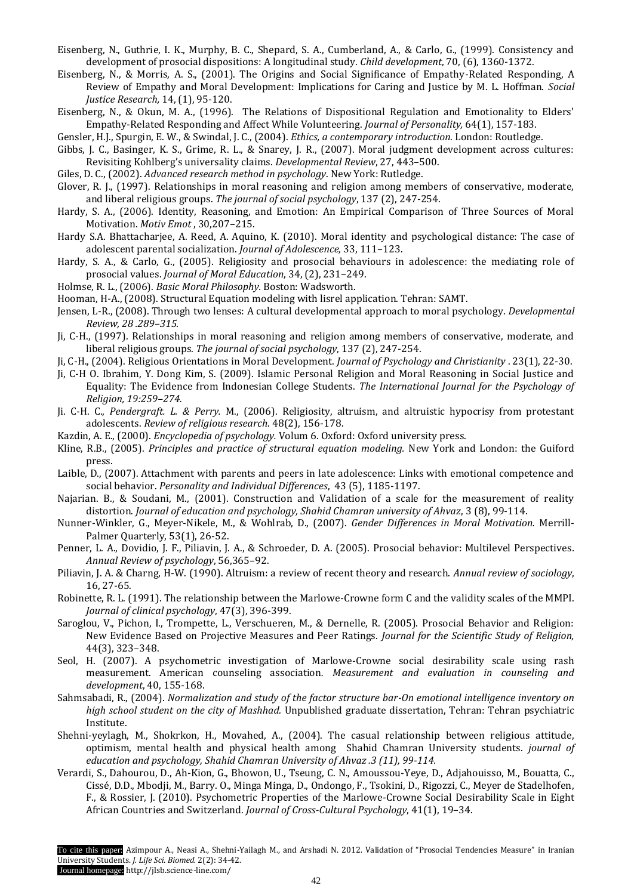Eisenberg, N., Guthrie, I. K., Murphy, B. C., Shepard, S. A., Cumberland, A., & Carlo, G., (1999). Consistency and development of prosocial dispositions: A longitudinal study. *Child development*, 70, (6), 1360-1372.

Eisenberg, N., & Morris, A. S., (2001). The Origins and Social Significance of Empathy-Related Responding, A Review of Empathy and Moral Development: Implications for Caring and Justice by M. L. Hoffman. *Social Justice Research,* 14, (1), 95-120.

Eisenberg, N., & Okun, M. A., (1996). The Relations of Dispositional Regulation and Emotionality to Elders' Empathy-Related Responding and Affect While Volunteering. *Journal of Personality,* 64(1), 157-183.

Gensler, H.J., Spurgin, E. W., & Swindal, J. C., (2004). *Ethics, a contemporary introduction.* London: Routledge.

Gibbs, J. C., Basinger, K. S., Grime, R. L., & Snarey, J. R., (2007). Moral judgment development across cultures: Revisiting Kohlberg's universality claims. *Developmental Review*, 27, 443–500.

Giles, D. C., (2002). *Advanced research method in psychology*. New York: Rutledge.

Glover, R. J., (1997). Relationships in moral reasoning and religion among members of conservative, moderate, and liberal religious groups. *The journal of social psychology*, 137 (2), 247-254.

Hardy, S. A., (2006). Identity, Reasoning, and Emotion: An Empirical Comparison of Three Sources of Moral Motivation. *Motiv Emot* , 30,207–215.

Hardy S.A. Bhattacharjee, A. Reed, A. Aquino, K. (2010). Moral identity and psychological distance: The case of adolescent parental socialization. *Journal of Adolescence,* 33, 111–123.

Hardy, S. A., & Carlo, G., (2005). Religiosity and prosocial behaviours in adolescence: the mediating role of prosocial values. *Journal of Moral Education*, 34, (2), 231–249.

Holmse, R. L., (2006). *Basic Moral Philosophy.* Boston: Wadsworth.

Hooman, H-A., (2008). Structural Equation modeling with lisrel application. Tehran: SAMT.

Jensen, L-R., (2008). Through two lenses: A cultural developmental approach to moral psychology. *Developmental Review, 28 .289–315.*

Ji, C-H., (1997). Relationships in moral reasoning and religion among members of conservative, moderate, and liberal religious groups. *The journal of social psychology*, 137 (2), 247-254.

Ji, C-H., (2004). Religious Orientations in Moral Development. *Journal of Psychology and Christianity* . 23(1), 22-30.

Ji, C-H O. Ibrahim, Y. Dong Kim, S. (2009). Islamic Personal Religion and Moral Reasoning in Social Justice and Equality: The Evidence from Indonesian College Students. *The International Journal for the Psychology of Religion, 19:259–274.*

Ji. C-H. C., *Pendergraft. L. & Perry.* M., (2006). Religiosity, altruism, and altruistic hypocrisy from protestant adolescents. *Review of religious research*. 48(2), 156-178.

Kazdin, A. E., (2000). *Encyclopedia of psychology.* Volum 6. Oxford: Oxford university press.

Kline, R.B., (2005). *Principles and practice of structural equation modeling.* New York and London: the Guiford press.

Laible, D., (2007). Attachment with parents and peers in late adolescence: Links with emotional competence and social behavior. *Personality and Individual Differences*, 43 (5), 1185-1197.

Najarian. B., & Soudani, M., (2001). Construction and Validation of a scale for the measurement of reality distortion. *Journal of education and psychology, Shahid Chamran university of Ahvaz*, 3 (8), 99-114.

Nunner-Winkler, G., Meyer-Nikele, M., & Wohlrab, D., (2007). *Gender Differences in Moral Motivation.* Merrill-Palmer Quarterly, 53(1), 26-52.

Penner, L. A., Dovidio, J. F., Piliavin, J. A., & Schroeder, D. A. (2005). Prosocial behavior: Multilevel Perspectives. *Annual Review of psychology*, 56,365–92.

Piliavin, J. A. & Charng, H-W. (1990). Altruism: a review of recent theory and research. *Annual review of sociology*, 16, 27-65.

Robinette, R. L. (1991). The relationship between the Marlowe-Crowne form C and the validity scales of the MMPI. *Journal of clinical psychology*, 47(3), 396-399.

Saroglou, V., Pichon, I., Trompette, L., Verschueren, M., & Dernelle, R. (2005). Prosocial Behavior and Religion: New Evidence Based on Projective Measures and Peer Ratings. *Journal for the Scientific Study of Religion,* 44(3), 323–348.

Seol, H. (2007). A psychometric investigation of Marlowe-Crowne social desirability scale using rash measurement. American counseling association*. Measurement and evaluation in counseling and development*, 40, 155-168.

Sahmsabadi, R., (2004). *Normalization and study of the factor structure bar-On emotional intelligence inventory on high school student on the city of Mashhad.* Unpublished graduate dissertation, Tehran: Tehran psychiatric Institute.

Shehni-yeylagh, M., Shokrkon, H., Movahed, A., (2004). The casual relationship between religious attitude, optimism, mental health and physical health among Shahid Chamran University students. *journal of education and psychology, Shahid Chamran University of Ahvaz .3 (11), 99-114.*

Verardi, S., Dahourou, D., Ah-Kion, G., Bhowon, U., Tseung, C. N., Amoussou-Yeye, D., Adjahouisso, M., Bouatta, C., Cissé, D.D., Mbodji, M., Barry. O., Minga Minga, D., Ondongo, F., Tsokini, D., Rigozzi, C., Meyer de Stadelhofen, F., & Rossier, J. (2010). Psychometric Properties of the Marlowe-Crowne Social Desirability Scale in Eight African Countries and Switzerland. *Journal of Cross-Cultural Psychology*, 41(1), 19–34.